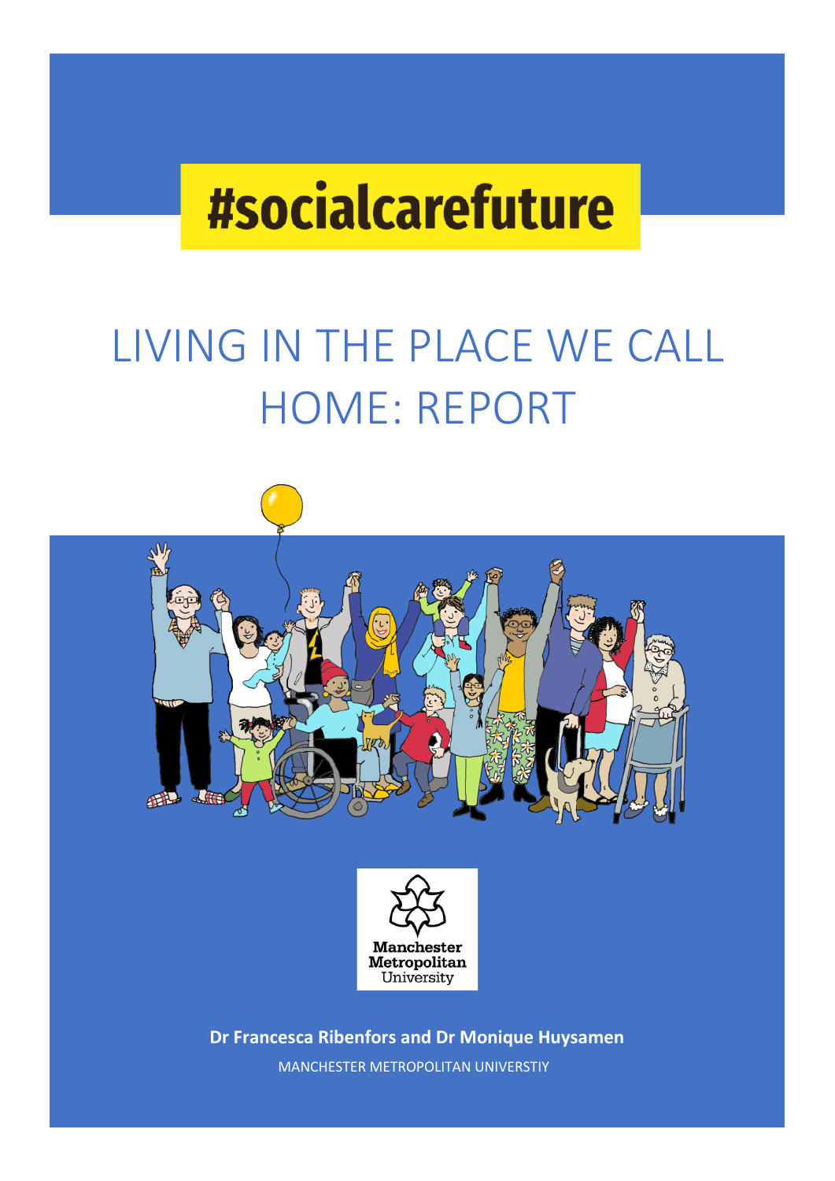#socialcarefuture

# LIVING IN THE PLACE WE CALL HOME: REPORT

Manchester Metropolitan University

**Dr Francesca Ribenfors and Dr Monique Huysamen**

MANCHESTER METROPOLITAN UNIVERSTIY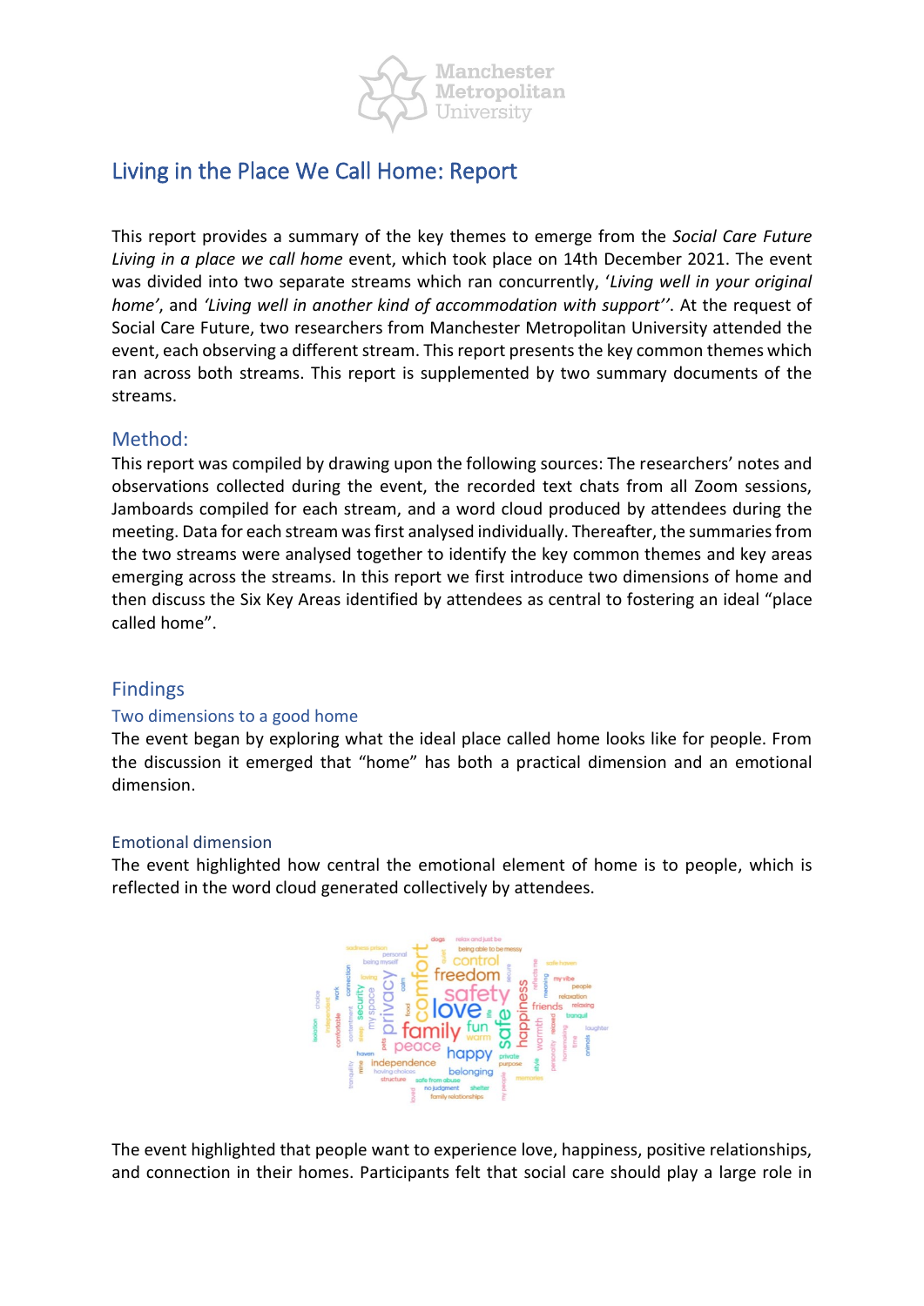# Living in the Place We Call Home: Report

This report provides a summary of the key themes to emerge from the Social Care Future *Living in a place we call home* event, which took place on 14th December 2021. The event was divided into two separate streams which ran concurrently, '*Living well in your original home'*, and *'Living well in another kind of accommodation with support''*. At the request of Social Care Future, two researchers from Manchester Metropolitan University attended the event, each observing a different stream. This report presents the key common themes which ran across both streams. This report is supplemented by two summary documents of the streams.

## Method:

This report was compiled by drawing upon the following sources: The researchers' notes and observations collected during the event, the recorded text chats from all Zoom sessions, Jamboards compiled for each stream, and a word cloud produced by attendees during the meeting. Data for each stream was first analysed individually. Thereafter, the summaries from the two streams were analysed together to identify the key common themes and key areas emerging across the streams. In this report we first introduce two dimensions of home and then discuss the Six Key Areas identified by attendees as central to fostering an ideal "place called home".

## Findings

### Two dimensions to a good home

The event began by exploring what the ideal place called home looks like for people. From the discussion it emerged that "home" has both a practical dimension and an emotional dimension.

### Emotional dimension

The event highlighted how central the emotional element of home is to people, which is reflected in the word cloud generated collectively by attendees.

The event highlighted that people want to experience love, happiness, positive relationships, and connection in their homes. Participants felt that social care should play a large role in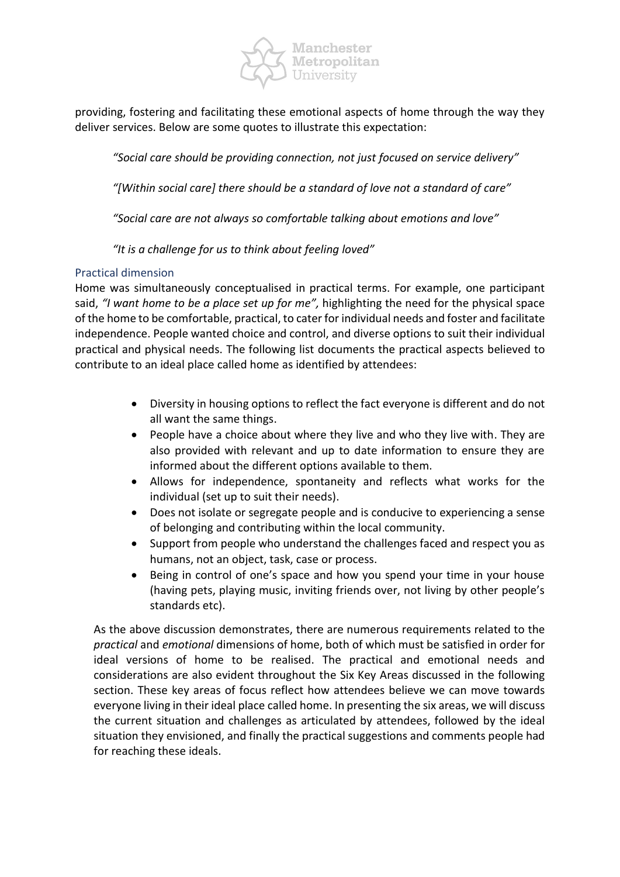providing, fostering and facilitating these emotional aspects of home through the way they deliver services. Below are some quotes to illustrate this expectation:

> *"Social care should be providing connection, not just focused on service delivery"*
>
> *"[Within social care] there should be a standard of love not a standard of care"*
>
> *"Social care are not always so comfortable talking about emotions and love"*
>
> *"It is a challenge for us to think about feeling loved"*

### Practical dimension

Home was simultaneously conceptualised in practical terms. For example, one participant said, *"I want home to be a place set up for me",* highlighting the need for the physical space of the home to be comfortable, practical, to cater for individual needs and foster and facilitate independence. People wanted choice and control, and diverse options to suit their individual practical and physical needs. The following list documents the practical aspects believed to contribute to an ideal place called home as identified by attendees:

- Diversity in housing options to reflect the fact everyone is different and do not all want the same things.
- People have a choice about where they live and who they live with. They are also provided with relevant and up to date information to ensure they are informed about the different options available to them.
- Allows for independence, spontaneity and reflects what works for the individual (set up to suit their needs).
- Does not isolate or segregate people and is conducive to experiencing a sense of belonging and contributing within the local community.
- Support from people who understand the challenges faced and respect you as humans, not an object, task, case or process.
- Being in control of one's space and how you spend your time in your house (having pets, playing music, inviting friends over, not living by other people's standards etc).

As the above discussion demonstrates, there are numerous requirements related to the *practical* and *emotional* dimensions of home, both of which must be satisfied in order for ideal versions of home to be realised. The practical and emotional needs and considerations are also evident throughout the Six Key Areas discussed in the following section. These key areas of focus reflect how attendees believe we can move towards everyone living in their ideal place called home. In presenting the six areas, we will discuss the current situation and challenges as articulated by attendees, followed by the ideal situation they envisioned, and finally the practical suggestions and comments people had for reaching these ideals.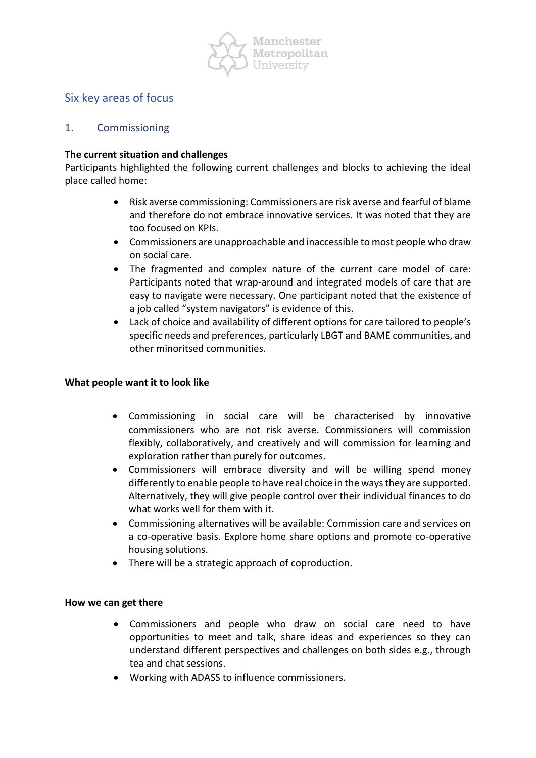## Six key areas of focus

### 1. Commissioning

**The current situation and challenges**

Participants highlighted the following current challenges and blocks to achieving the ideal place called home:

- Risk averse commissioning: Commissioners are risk averse and fearful of blame and therefore do not embrace innovative services. It was noted that they are too focused on KPIs.
- Commissioners are unapproachable and inaccessible to most people who draw on social care.
- The fragmented and complex nature of the current care model of care: Participants noted that wrap-around and integrated models of care that are easy to navigate were necessary. One participant noted that the existence of a job called "system navigators" is evidence of this.
- Lack of choice and availability of different options for care tailored to people's specific needs and preferences, particularly LBGT and BAME communities, and other minoritsed communities.

**What people want it to look like**

- Commissioning in social care will be characterised by innovative commissioners who are not risk averse. Commissioners will commission flexibly, collaboratively, and creatively and will commission for learning and exploration rather than purely for outcomes.
- Commissioners will embrace diversity and will be willing spend money differently to enable people to have real choice in the ways they are supported. Alternatively, they will give people control over their individual finances to do what works well for them with it.
- Commissioning alternatives will be available: Commission care and services on a co-operative basis. Explore home share options and promote co-operative housing solutions.
- There will be a strategic approach of coproduction.

**How we can get there**

- Commissioners and people who draw on social care need to have opportunities to meet and talk, share ideas and experiences so they can understand different perspectives and challenges on both sides e.g., through tea and chat sessions.
- Working with ADASS to influence commissioners.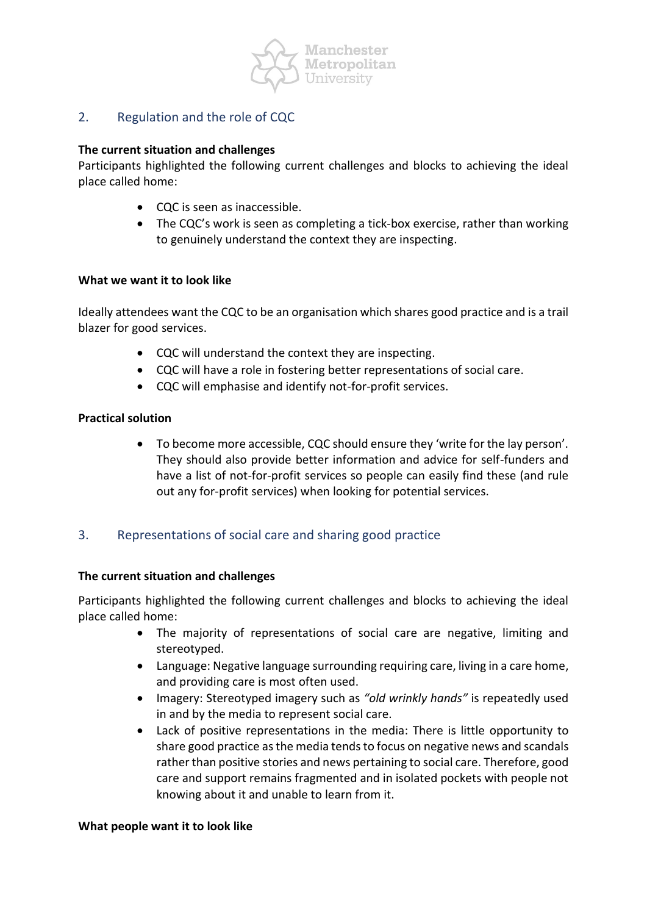## 2. Regulation and the role of CQC

**The current situation and challenges**

Participants highlighted the following current challenges and blocks to achieving the ideal place called home:

- CQC is seen as inaccessible.
- The CQC's work is seen as completing a tick-box exercise, rather than working to genuinely understand the context they are inspecting.

**What we want it to look like**

Ideally attendees want the CQC to be an organisation which shares good practice and is a trail blazer for good services.

- CQC will understand the context they are inspecting.
- CQC will have a role in fostering better representations of social care.
- CQC will emphasise and identify not-for-profit services.

**Practical solution**

- To become more accessible, CQC should ensure they 'write for the lay person'. They should also provide better information and advice for self-funders and have a list of not-for-profit services so people can easily find these (and rule out any for-profit services) when looking for potential services.

## 3. Representations of social care and sharing good practice

**The current situation and challenges**

Participants highlighted the following current challenges and blocks to achieving the ideal place called home:

- The majority of representations of social care are negative, limiting and stereotyped.
- Language: Negative language surrounding requiring care, living in a care home, and providing care is most often used.
- Imagery: Stereotyped imagery such as *"old wrinkly hands"* is repeatedly used in and by the media to represent social care.
- Lack of positive representations in the media: There is little opportunity to share good practice as the media tends to focus on negative news and scandals rather than positive stories and news pertaining to social care. Therefore, good care and support remains fragmented and in isolated pockets with people not knowing about it and unable to learn from it.

**What people want it to look like**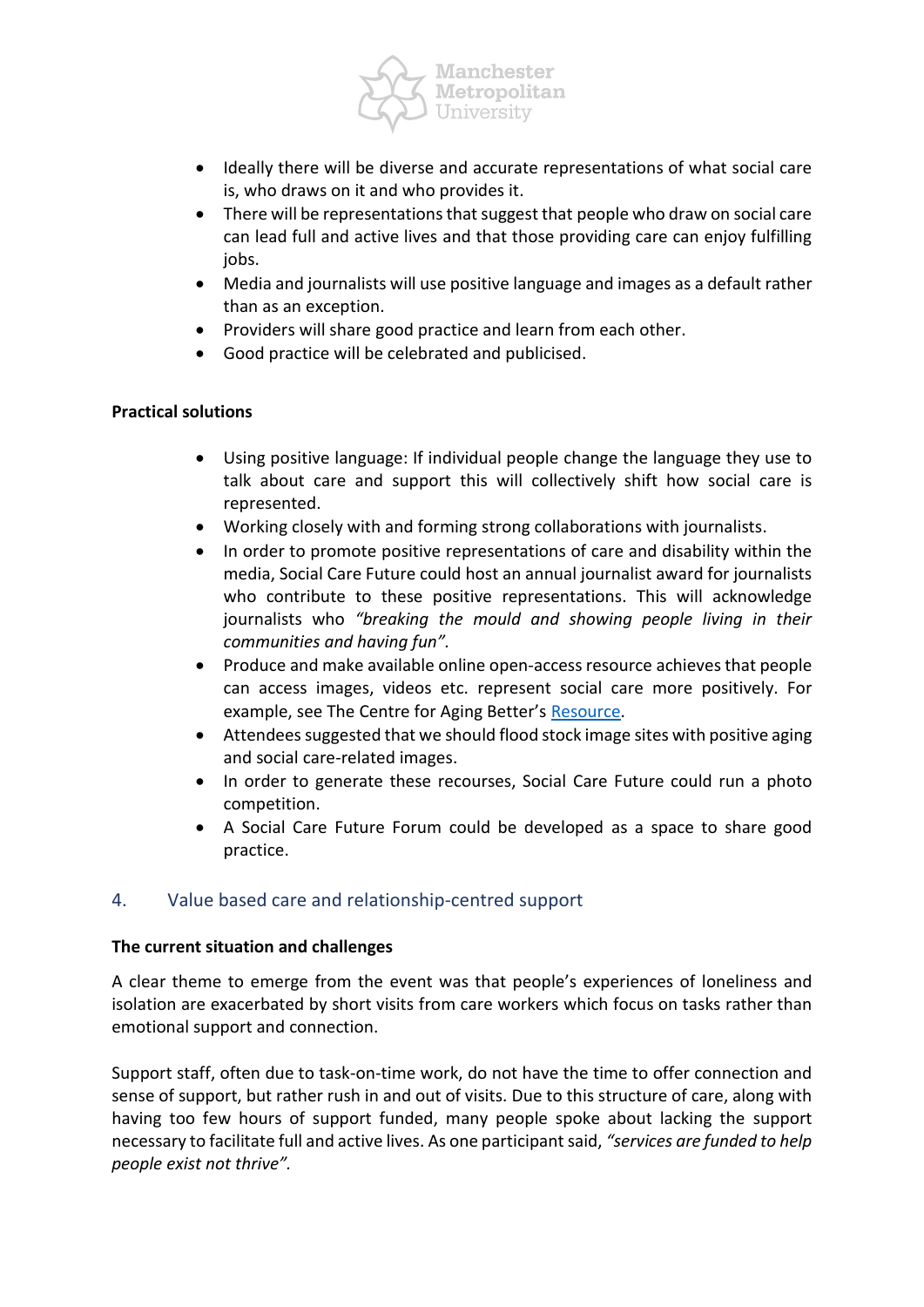- Ideally there will be diverse and accurate representations of what social care is, who draws on it and who provides it.
- There will be representations that suggest that people who draw on social care can lead full and active lives and that those providing care can enjoy fulfilling jobs.
- Media and journalists will use positive language and images as a default rather than as an exception.
- Providers will share good practice and learn from each other.
- Good practice will be celebrated and publicised.

**Practical solutions**

- Using positive language: If individual people change the language they use to talk about care and support this will collectively shift how social care is represented.
- Working closely with and forming strong collaborations with journalists.
- In order to promote positive representations of care and disability within the media, Social Care Future could host an annual journalist award for journalists who contribute to these positive representations. This will acknowledge journalists who *"breaking the mould and showing people living in their communities and having fun"*.
- Produce and make available online open-access resource achieves that people can access images, videos etc. represent social care more positively. For example, see The Centre for Aging Better's Resource.
- Attendees suggested that we should flood stock image sites with positive aging and social care-related images.
- In order to generate these recourses, Social Care Future could run a photo competition.
- A Social Care Future Forum could be developed as a space to share good practice.

## 4. Value based care and relationship-centred support

**The current situation and challenges**

A clear theme to emerge from the event was that people's experiences of loneliness and isolation are exacerbated by short visits from care workers which focus on tasks rather than emotional support and connection.

Support staff, often due to task-on-time work, do not have the time to offer connection and sense of support, but rather rush in and out of visits. Due to this structure of care, along with having too few hours of support funded, many people spoke about lacking the support necessary to facilitate full and active lives. As one participant said, *"services are funded to help people exist not thrive"*.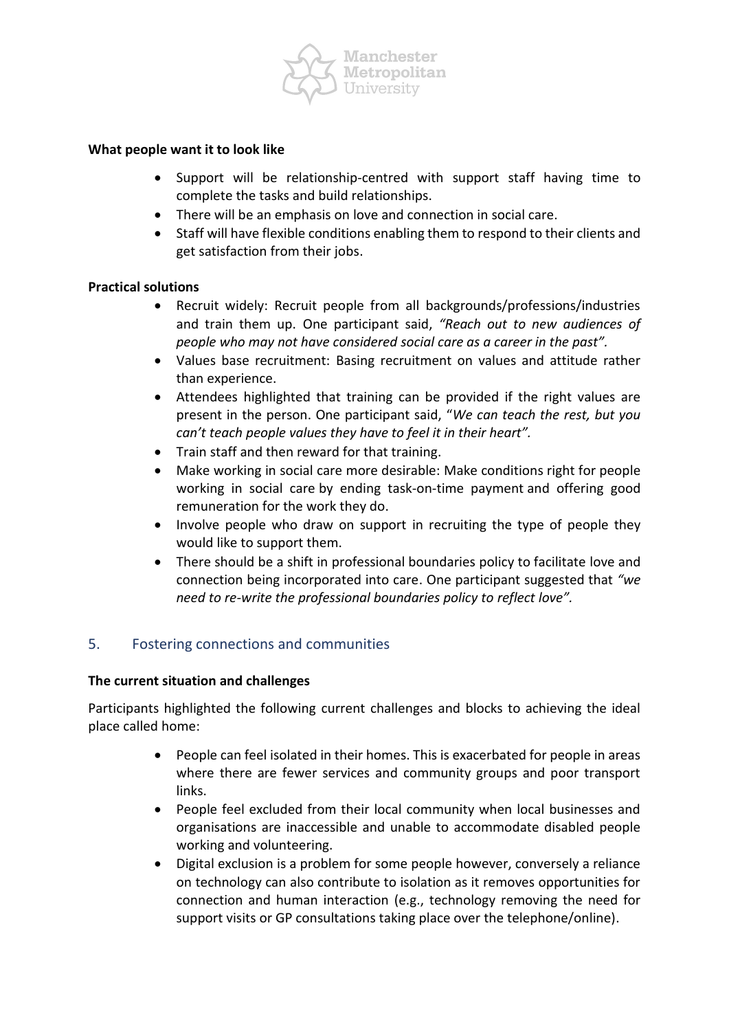**What people want it to look like**

- Support will be relationship-centred with support staff having time to complete the tasks and build relationships.
- There will be an emphasis on love and connection in social care.
- Staff will have flexible conditions enabling them to respond to their clients and get satisfaction from their jobs.

**Practical solutions**

- Recruit widely: Recruit people from all backgrounds/professions/industries and train them up. One participant said, *"Reach out to new audiences of people who may not have considered social care as a career in the past".*
- Values base recruitment: Basing recruitment on values and attitude rather than experience.
- Attendees highlighted that training can be provided if the right values are present in the person. One participant said, "*We can teach the rest, but you can't teach people values they have to feel it in their heart".*
- Train staff and then reward for that training.
- Make working in social care more desirable: Make conditions right for people working in social care by ending task-on-time payment and offering good remuneration for the work they do.
- Involve people who draw on support in recruiting the type of people they would like to support them.
- There should be a shift in professional boundaries policy to facilitate love and connection being incorporated into care. One participant suggested that *"we need to re-write the professional boundaries policy to reflect love".*

## 5. Fostering connections and communities

**The current situation and challenges**

Participants highlighted the following current challenges and blocks to achieving the ideal place called home:

- People can feel isolated in their homes. This is exacerbated for people in areas where there are fewer services and community groups and poor transport links.
- People feel excluded from their local community when local businesses and organisations are inaccessible and unable to accommodate disabled people working and volunteering.
- Digital exclusion is a problem for some people however, conversely a reliance on technology can also contribute to isolation as it removes opportunities for connection and human interaction (e.g., technology removing the need for support visits or GP consultations taking place over the telephone/online).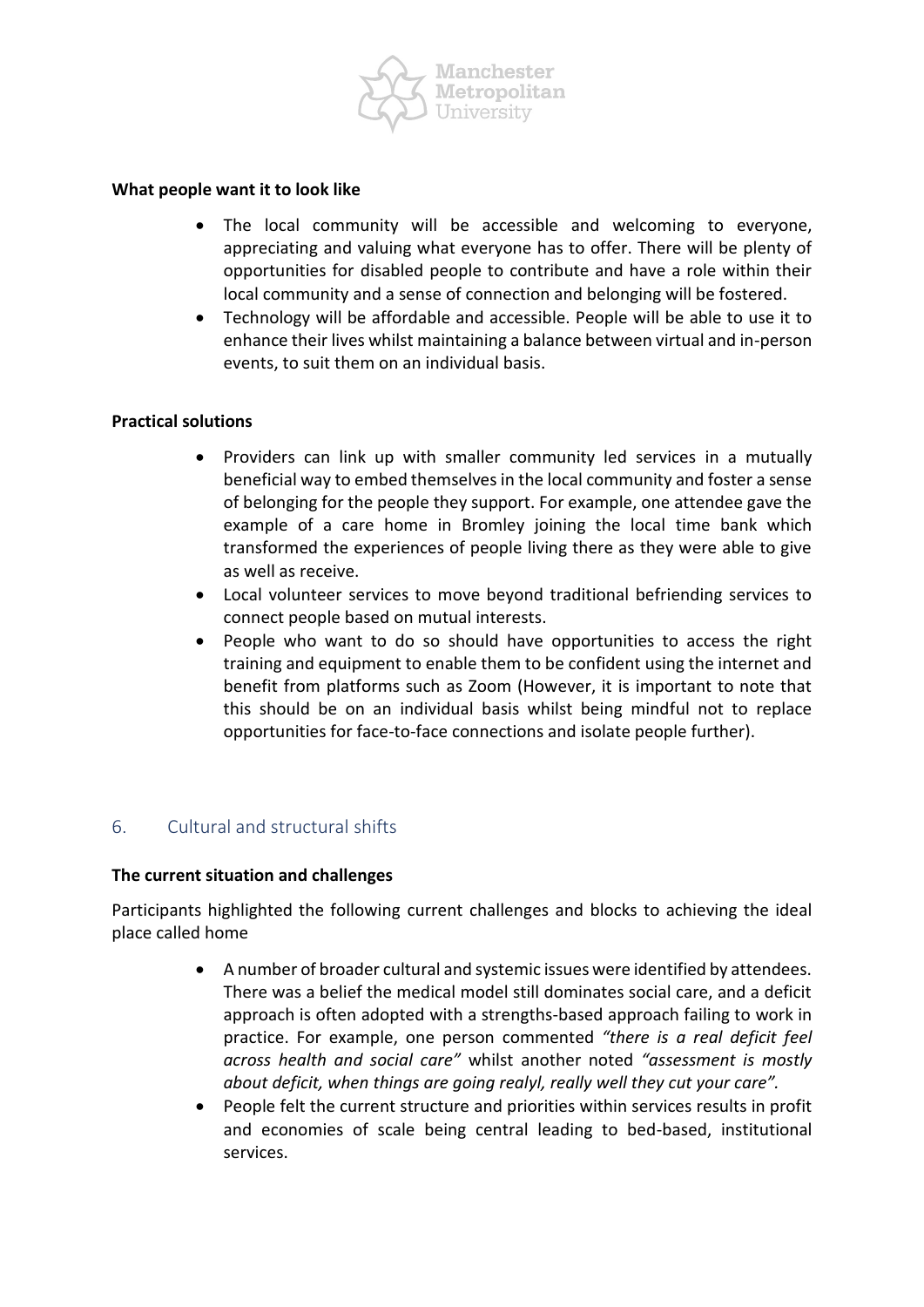**What people want it to look like**

- The local community will be accessible and welcoming to everyone, appreciating and valuing what everyone has to offer. There will be plenty of opportunities for disabled people to contribute and have a role within their local community and a sense of connection and belonging will be fostered.
- Technology will be affordable and accessible. People will be able to use it to enhance their lives whilst maintaining a balance between virtual and in-person events, to suit them on an individual basis.

**Practical solutions**

- Providers can link up with smaller community led services in a mutually beneficial way to embed themselves in the local community and foster a sense of belonging for the people they support. For example, one attendee gave the example of a care home in Bromley joining the local time bank which transformed the experiences of people living there as they were able to give as well as receive.
- Local volunteer services to move beyond traditional befriending services to connect people based on mutual interests.
- People who want to do so should have opportunities to access the right training and equipment to enable them to be confident using the internet and benefit from platforms such as Zoom (However, it is important to note that this should be on an individual basis whilst being mindful not to replace opportunities for face-to-face connections and isolate people further).

## 6. Cultural and structural shifts

**The current situation and challenges**

Participants highlighted the following current challenges and blocks to achieving the ideal place called home

- A number of broader cultural and systemic issues were identified by attendees. There was a belief the medical model still dominates social care, and a deficit approach is often adopted with a strengths-based approach failing to work in practice. For example, one person commented *"there is a real deficit feel across health and social care"* whilst another noted *"assessment is mostly about deficit, when things are going realyl, really well they cut your care".*
- People felt the current structure and priorities within services results in profit and economies of scale being central leading to bed-based, institutional services.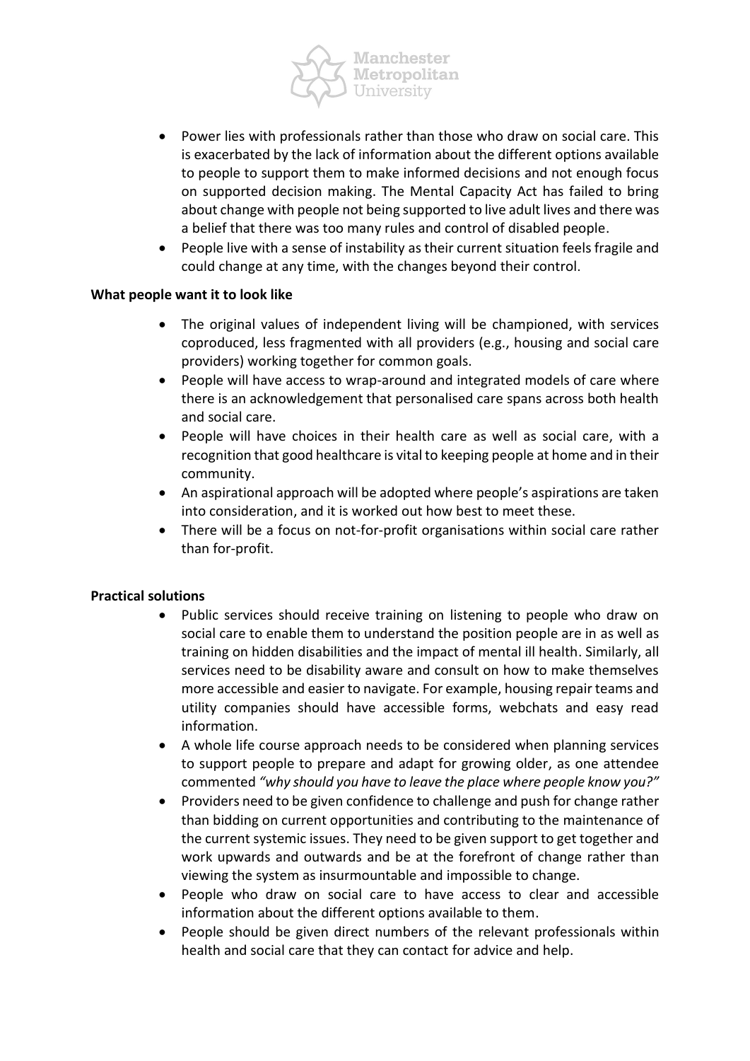- Power lies with professionals rather than those who draw on social care. This is exacerbated by the lack of information about the different options available to people to support them to make informed decisions and not enough focus on supported decision making. The Mental Capacity Act has failed to bring about change with people not being supported to live adult lives and there was a belief that there was too many rules and control of disabled people.
- People live with a sense of instability as their current situation feels fragile and could change at any time, with the changes beyond their control.

**What people want it to look like**

- The original values of independent living will be championed, with services coproduced, less fragmented with all providers (e.g., housing and social care providers) working together for common goals.
- People will have access to wrap-around and integrated models of care where there is an acknowledgement that personalised care spans across both health and social care.
- People will have choices in their health care as well as social care, with a recognition that good healthcare is vital to keeping people at home and in their community.
- An aspirational approach will be adopted where people's aspirations are taken into consideration, and it is worked out how best to meet these.
- There will be a focus on not-for-profit organisations within social care rather than for-profit.

**Practical solutions**

- Public services should receive training on listening to people who draw on social care to enable them to understand the position people are in as well as training on hidden disabilities and the impact of mental ill health. Similarly, all services need to be disability aware and consult on how to make themselves more accessible and easier to navigate. For example, housing repair teams and utility companies should have accessible forms, webchats and easy read information.
- A whole life course approach needs to be considered when planning services to support people to prepare and adapt for growing older, as one attendee commented *"why should you have to leave the place where people know you?"*
- Providers need to be given confidence to challenge and push for change rather than bidding on current opportunities and contributing to the maintenance of the current systemic issues. They need to be given support to get together and work upwards and outwards and be at the forefront of change rather than viewing the system as insurmountable and impossible to change.
- People who draw on social care to have access to clear and accessible information about the different options available to them.
- People should be given direct numbers of the relevant professionals within health and social care that they can contact for advice and help.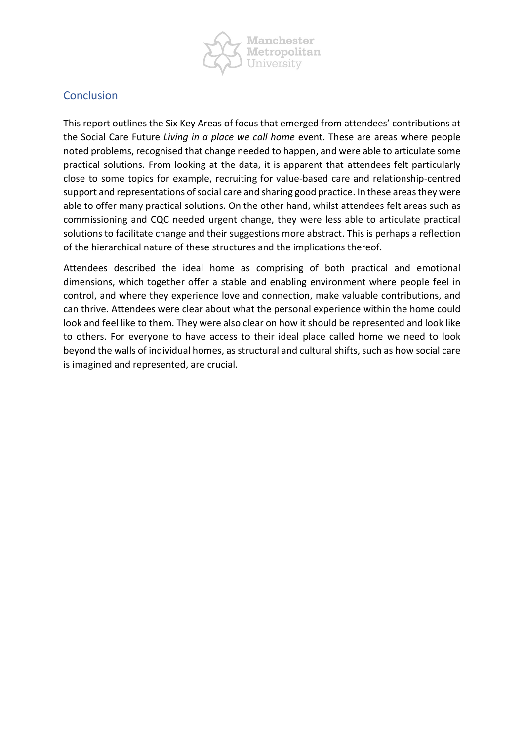## Conclusion

This report outlines the Six Key Areas of focus that emerged from attendees' contributions at the Social Care Future *Living in a place we call home* event. These are areas where people noted problems, recognised that change needed to happen, and were able to articulate some practical solutions. From looking at the data, it is apparent that attendees felt particularly close to some topics for example, recruiting for value-based care and relationship-centred support and representations of social care and sharing good practice. In these areas they were able to offer many practical solutions. On the other hand, whilst attendees felt areas such as commissioning and CQC needed urgent change, they were less able to articulate practical solutions to facilitate change and their suggestions more abstract. This is perhaps a reflection of the hierarchical nature of these structures and the implications thereof.

Attendees described the ideal home as comprising of both practical and emotional dimensions, which together offer a stable and enabling environment where people feel in control, and where they experience love and connection, make valuable contributions, and can thrive. Attendees were clear about what the personal experience within the home could look and feel like to them. They were also clear on how it should be represented and look like to others. For everyone to have access to their ideal place called home we need to look beyond the walls of individual homes, as structural and cultural shifts, such as how social care is imagined and represented, are crucial.